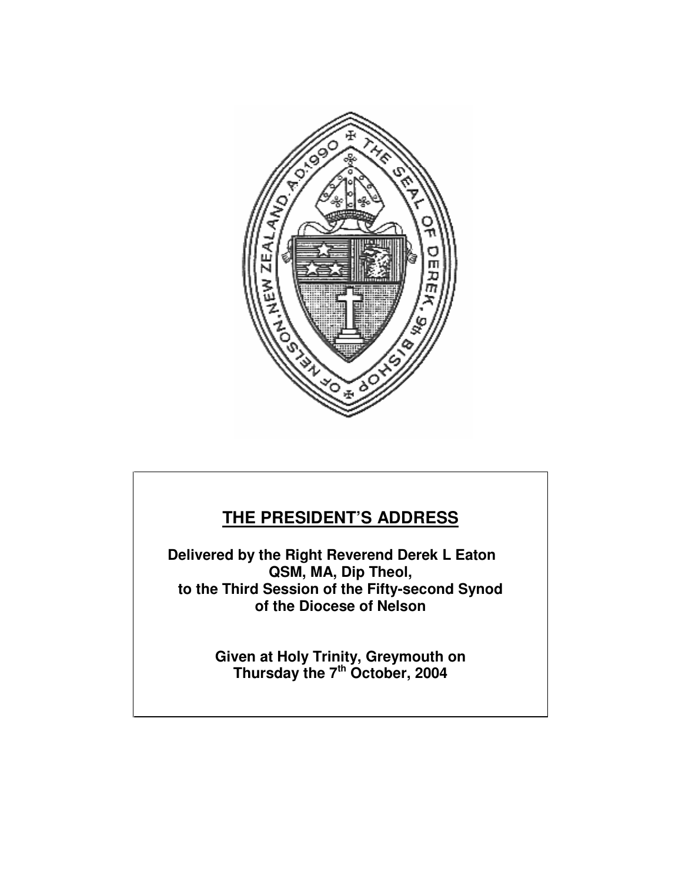# THE PRESIDENT'S ADDRESS

**Delivered by the Right Reverend Derek L Eaton QSM, MA, Dip Theol, to the Third Session of the Fifty-second Synod of the Diocese of Nelson**

**Given at Holy Trinity, Greymouth on Thursday the 7th October, 2004**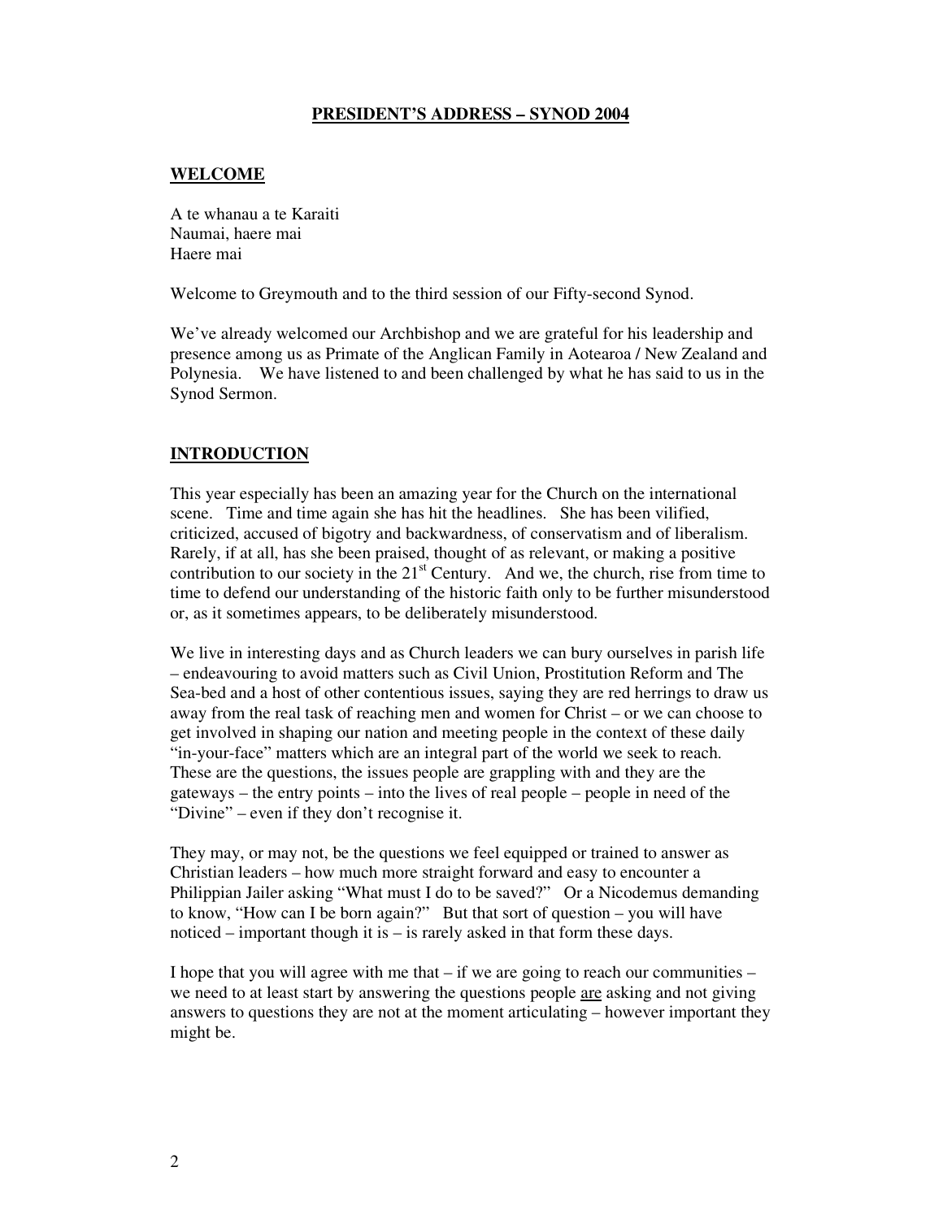# PRESIDENT'S ADDRESS – SYNOD 2004

## WELCOME

A te whanau a te Karaiti
Naumai, haere mai
Haere mai

Welcome to Greymouth and to the third session of our Fifty-second Synod.

We've already welcomed our Archbishop and we are grateful for his leadership and presence among us as Primate of the Anglican Family in Aotearoa / New Zealand and Polynesia. We have listened to and been challenged by what he has said to us in the Synod Sermon.

## INTRODUCTION

This year especially has been an amazing year for the Church on the international scene. Time and time again she has hit the headlines. She has been vilified, criticized, accused of bigotry and backwardness, of conservatism and of liberalism. Rarely, if at all, has she been praised, thought of as relevant, or making a positive contribution to our society in the 21st Century. And we, the church, rise from time to time to defend our understanding of the historic faith only to be further misunderstood or, as it sometimes appears, to be deliberately misunderstood.

We live in interesting days and as Church leaders we can bury ourselves in parish life – endeavouring to avoid matters such as Civil Union, Prostitution Reform and The Sea-bed and a host of other contentious issues, saying they are red herrings to draw us away from the real task of reaching men and women for Christ – or we can choose to get involved in shaping our nation and meeting people in the context of these daily "in-your-face" matters which are an integral part of the world we seek to reach. These are the questions, the issues people are grappling with and they are the gateways – the entry points – into the lives of real people – people in need of the "Divine" – even if they don't recognise it.

They may, or may not, be the questions we feel equipped or trained to answer as Christian leaders – how much more straight forward and easy to encounter a Philippian Jailer asking "What must I do to be saved?" Or a Nicodemus demanding to know, "How can I be born again?" But that sort of question – you will have noticed – important though it is – is rarely asked in that form these days.

I hope that you will agree with me that – if we are going to reach our communities – we need to at least start by answering the questions people <u>are</u> asking and not giving answers to questions they are not at the moment articulating – however important they might be.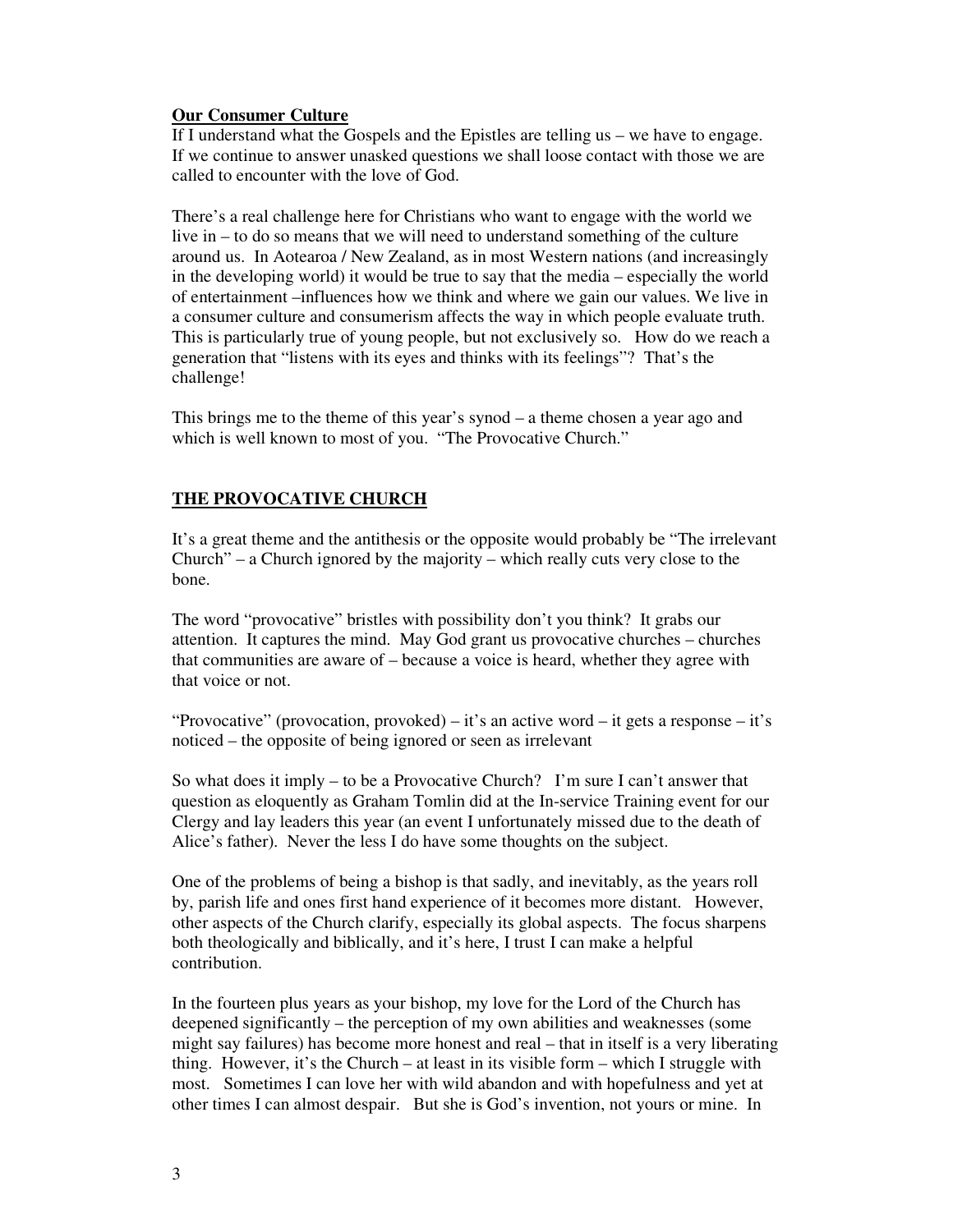## Our Consumer Culture

If I understand what the Gospels and the Epistles are telling us – we have to engage. If we continue to answer unasked questions we shall loose contact with those we are called to encounter with the love of God.

There's a real challenge here for Christians who want to engage with the world we live in – to do so means that we will need to understand something of the culture around us. In Aotearoa / New Zealand, as in most Western nations (and increasingly in the developing world) it would be true to say that the media – especially the world of entertainment –influences how we think and where we gain our values. We live in a consumer culture and consumerism affects the way in which people evaluate truth. This is particularly true of young people, but not exclusively so. How do we reach a generation that "listens with its eyes and thinks with its feelings"? That's the challenge!

This brings me to the theme of this year's synod – a theme chosen a year ago and which is well known to most of you. "The Provocative Church."

## THE PROVOCATIVE CHURCH

It's a great theme and the antithesis or the opposite would probably be "The irrelevant Church" – a Church ignored by the majority – which really cuts very close to the bone.

The word "provocative" bristles with possibility don't you think? It grabs our attention. It captures the mind. May God grant us provocative churches – churches that communities are aware of – because a voice is heard, whether they agree with that voice or not.

"Provocative" (provocation, provoked) – it's an active word – it gets a response – it's noticed – the opposite of being ignored or seen as irrelevant

So what does it imply – to be a Provocative Church? I'm sure I can't answer that question as eloquently as Graham Tomlin did at the In-service Training event for our Clergy and lay leaders this year (an event I unfortunately missed due to the death of Alice's father). Never the less I do have some thoughts on the subject.

One of the problems of being a bishop is that sadly, and inevitably, as the years roll by, parish life and ones first hand experience of it becomes more distant. However, other aspects of the Church clarify, especially its global aspects. The focus sharpens both theologically and biblically, and it's here, I trust I can make a helpful contribution.

In the fourteen plus years as your bishop, my love for the Lord of the Church has deepened significantly – the perception of my own abilities and weaknesses (some might say failures) has become more honest and real – that in itself is a very liberating thing. However, it's the Church – at least in its visible form – which I struggle with most. Sometimes I can love her with wild abandon and with hopefulness and yet at other times I can almost despair. But she is God's invention, not yours or mine. In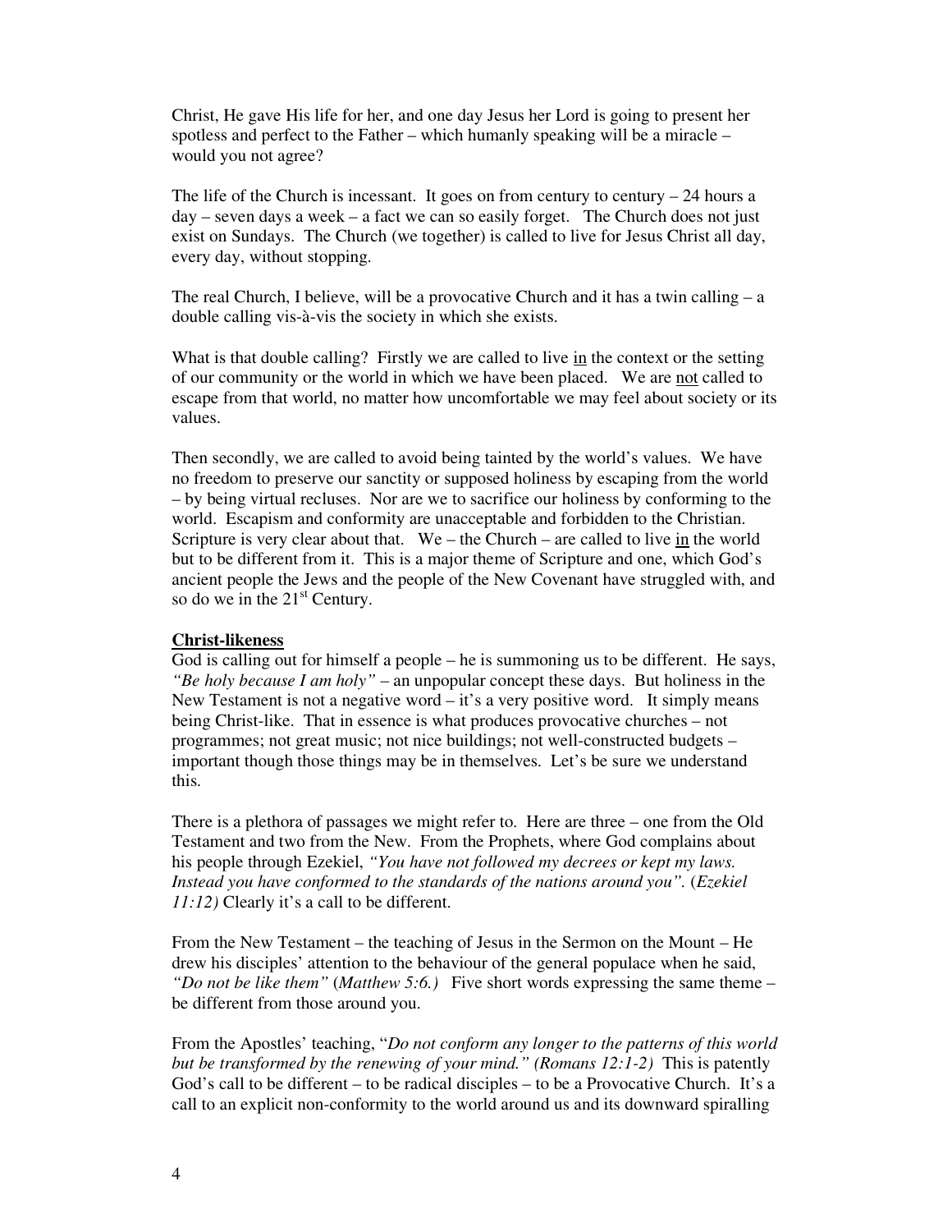Christ, He gave His life for her, and one day Jesus her Lord is going to present her spotless and perfect to the Father – which humanly speaking will be a miracle – would you not agree?

The life of the Church is incessant. It goes on from century to century – 24 hours a day – seven days a week – a fact we can so easily forget. The Church does not just exist on Sundays. The Church (we together) is called to live for Jesus Christ all day, every day, without stopping.

The real Church, I believe, will be a provocative Church and it has a twin calling – a double calling vis-à-vis the society in which she exists.

What is that double calling? Firstly we are called to live <u>in</u> the context or the setting of our community or the world in which we have been placed. We are <u>not</u> called to escape from that world, no matter how uncomfortable we may feel about society or its values.

Then secondly, we are called to avoid being tainted by the world's values. We have no freedom to preserve our sanctity or supposed holiness by escaping from the world – by being virtual recluses. Nor are we to sacrifice our holiness by conforming to the world. Escapism and conformity are unacceptable and forbidden to the Christian. Scripture is very clear about that. We – the Church – are called to live <u>in</u> the world but to be different from it. This is a major theme of Scripture and one, which God's ancient people the Jews and the people of the New Covenant have struggled with, and so do we in the 21st Century.

**<u>Christ-likeness</u>**

God is calling out for himself a people – he is summoning us to be different. He says, *"Be holy because I am holy"* – an unpopular concept these days. But holiness in the New Testament is not a negative word – it's a very positive word. It simply means being Christ-like. That in essence is what produces provocative churches – not programmes; not great music; not nice buildings; not well-constructed budgets – important though those things may be in themselves. Let's be sure we understand this.

There is a plethora of passages we might refer to. Here are three – one from the Old Testament and two from the New. From the Prophets, where God complains about his people through Ezekiel, *"You have not followed my decrees or kept my laws. Instead you have conformed to the standards of the nations around you".* (*Ezekiel 11:12)* Clearly it's a call to be different.

From the New Testament – the teaching of Jesus in the Sermon on the Mount – He drew his disciples' attention to the behaviour of the general populace when he said, *"Do not be like them"* (*Matthew 5:6.)* Five short words expressing the same theme – be different from those around you.

From the Apostles' teaching, "*Do not conform any longer to the patterns of this world but be transformed by the renewing of your mind." (Romans 12:1-2)* This is patently God's call to be different – to be radical disciples – to be a Provocative Church. It's a call to an explicit non-conformity to the world around us and its downward spiralling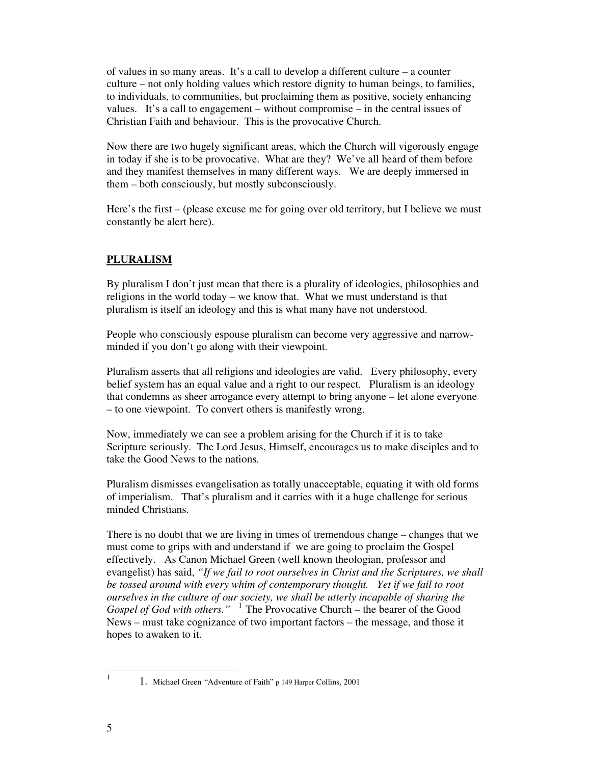of values in so many areas. It's a call to develop a different culture – a counter culture – not only holding values which restore dignity to human beings, to families, to individuals, to communities, but proclaiming them as positive, society enhancing values. It's a call to engagement – without compromise – in the central issues of Christian Faith and behaviour. This is the provocative Church.

Now there are two hugely significant areas, which the Church will vigorously engage in today if she is to be provocative. What are they? We've all heard of them before and they manifest themselves in many different ways. We are deeply immersed in them – both consciously, but mostly subconsciously.

Here's the first – (please excuse me for going over old territory, but I believe we must constantly be alert here).

## **PLURALISM**

By pluralism I don't just mean that there is a plurality of ideologies, philosophies and religions in the world today – we know that. What we must understand is that pluralism is itself an ideology and this is what many have not understood.

People who consciously espouse pluralism can become very aggressive and narrow-minded if you don't go along with their viewpoint.

Pluralism asserts that all religions and ideologies are valid. Every philosophy, every belief system has an equal value and a right to our respect. Pluralism is an ideology that condemns as sheer arrogance every attempt to bring anyone – let alone everyone – to one viewpoint. To convert others is manifestly wrong.

Now, immediately we can see a problem arising for the Church if it is to take Scripture seriously. The Lord Jesus, Himself, encourages us to make disciples and to take the Good News to the nations.

Pluralism dismisses evangelisation as totally unacceptable, equating it with old forms of imperialism. That's pluralism and it carries with it a huge challenge for serious minded Christians.

There is no doubt that we are living in times of tremendous change – changes that we must come to grips with and understand if we are going to proclaim the Gospel effectively. As Canon Michael Green (well known theologian, professor and evangelist) has said, *"If we fail to root ourselves in Christ and the Scriptures, we shall be tossed around with every whim of contemporary thought. Yet if we fail to root ourselves in the culture of our society, we shall be utterly incapable of sharing the Gospel of God with others."* [1] The Provocative Church – the bearer of the Good News – must take cognizance of two important factors – the message, and those it hopes to awaken to it.

---

[1] 1. Michael Green "Adventure of Faith" p 149 Harper Collins, 2001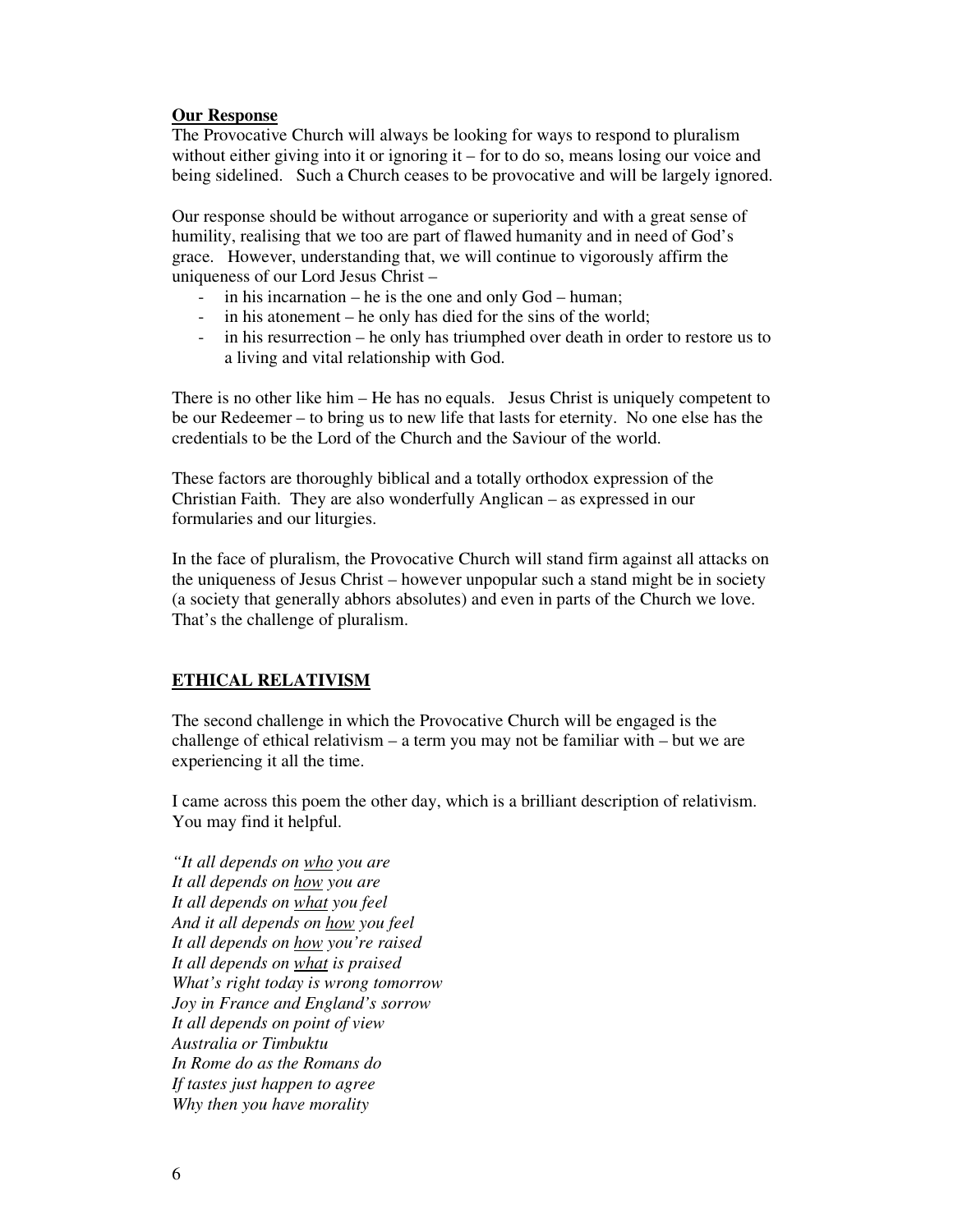**<u>Our Response</u>**

The Provocative Church will always be looking for ways to respond to pluralism without either giving into it or ignoring it – for to do so, means losing our voice and being sidelined. Such a Church ceases to be provocative and will be largely ignored.

Our response should be without arrogance or superiority and with a great sense of humility, realising that we too are part of flawed humanity and in need of God's grace. However, understanding that, we will continue to vigorously affirm the uniqueness of our Lord Jesus Christ –

- in his incarnation – he is the one and only God – human;
- in his atonement – he only has died for the sins of the world;
- in his resurrection – he only has triumphed over death in order to restore us to a living and vital relationship with God.

There is no other like him – He has no equals. Jesus Christ is uniquely competent to be our Redeemer – to bring us to new life that lasts for eternity. No one else has the credentials to be the Lord of the Church and the Saviour of the world.

These factors are thoroughly biblical and a totally orthodox expression of the Christian Faith. They are also wonderfully Anglican – as expressed in our formularies and our liturgies.

In the face of pluralism, the Provocative Church will stand firm against all attacks on the uniqueness of Jesus Christ – however unpopular such a stand might be in society (a society that generally abhors absolutes) and even in parts of the Church we love. That's the challenge of pluralism.

## <u>ETHICAL RELATIVISM</u>

The second challenge in which the Provocative Church will be engaged is the challenge of ethical relativism – a term you may not be familiar with – but we are experiencing it all the time.

I came across this poem the other day, which is a brilliant description of relativism. You may find it helpful.

*"It all depends on <u>who</u> you are*
*It all depends on <u>how</u> you are*
*It all depends on <u>what</u> you feel*
*And it all depends on <u>how</u> you feel*
*It all depends on <u>how</u> you're raised*
*It all depends on <u>what</u> is praised*
*What's right today is wrong tomorrow*
*Joy in France and England's sorrow*
*It all depends on point of view*
*Australia or Timbuktu*
*In Rome do as the Romans do*
*If tastes just happen to agree*
*Why then you have morality*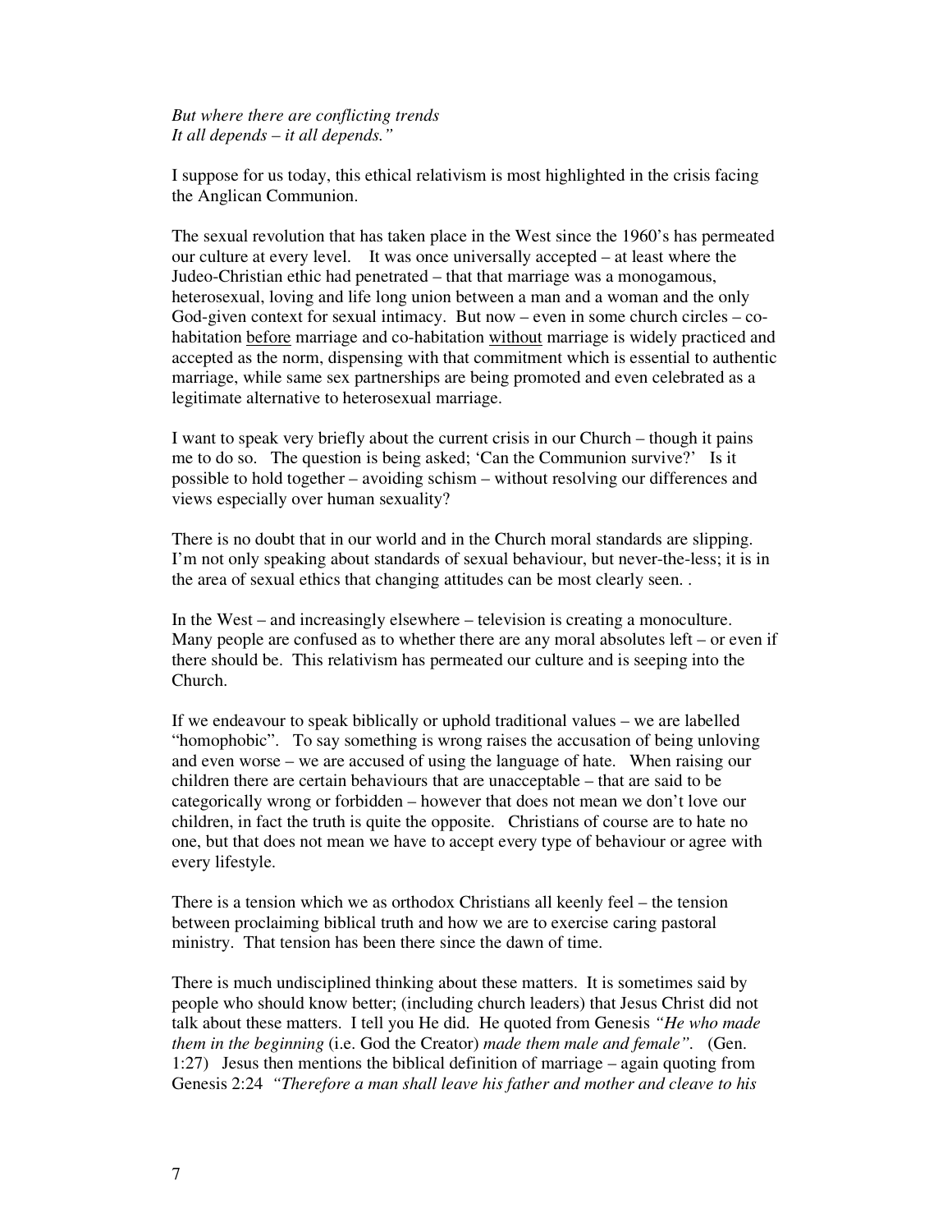*But where there are conflicting trends*
*It all depends – it all depends."*

I suppose for us today, this ethical relativism is most highlighted in the crisis facing the Anglican Communion.

The sexual revolution that has taken place in the West since the 1960's has permeated our culture at every level. It was once universally accepted – at least where the Judeo-Christian ethic had penetrated – that that marriage was a monogamous, heterosexual, loving and life long union between a man and a woman and the only God-given context for sexual intimacy. But now – even in some church circles – co-habitation <u>before</u> marriage and co-habitation <u>without</u> marriage is widely practiced and accepted as the norm, dispensing with that commitment which is essential to authentic marriage, while same sex partnerships are being promoted and even celebrated as a legitimate alternative to heterosexual marriage.

I want to speak very briefly about the current crisis in our Church – though it pains me to do so. The question is being asked; 'Can the Communion survive?' Is it possible to hold together – avoiding schism – without resolving our differences and views especially over human sexuality?

There is no doubt that in our world and in the Church moral standards are slipping. I'm not only speaking about standards of sexual behaviour, but never-the-less; it is in the area of sexual ethics that changing attitudes can be most clearly seen. .

In the West – and increasingly elsewhere – television is creating a monoculture. Many people are confused as to whether there are any moral absolutes left – or even if there should be. This relativism has permeated our culture and is seeping into the Church.

If we endeavour to speak biblically or uphold traditional values – we are labelled "homophobic". To say something is wrong raises the accusation of being unloving and even worse – we are accused of using the language of hate. When raising our children there are certain behaviours that are unacceptable – that are said to be categorically wrong or forbidden – however that does not mean we don't love our children, in fact the truth is quite the opposite. Christians of course are to hate no one, but that does not mean we have to accept every type of behaviour or agree with every lifestyle.

There is a tension which we as orthodox Christians all keenly feel – the tension between proclaiming biblical truth and how we are to exercise caring pastoral ministry. That tension has been there since the dawn of time.

There is much undisciplined thinking about these matters. It is sometimes said by people who should know better; (including church leaders) that Jesus Christ did not talk about these matters. I tell you He did. He quoted from Genesis *"He who made them in the beginning* (i.e. God the Creator) *made them male and female".* (Gen. 1:27) Jesus then mentions the biblical definition of marriage – again quoting from Genesis 2:24 *"Therefore a man shall leave his father and mother and cleave to his*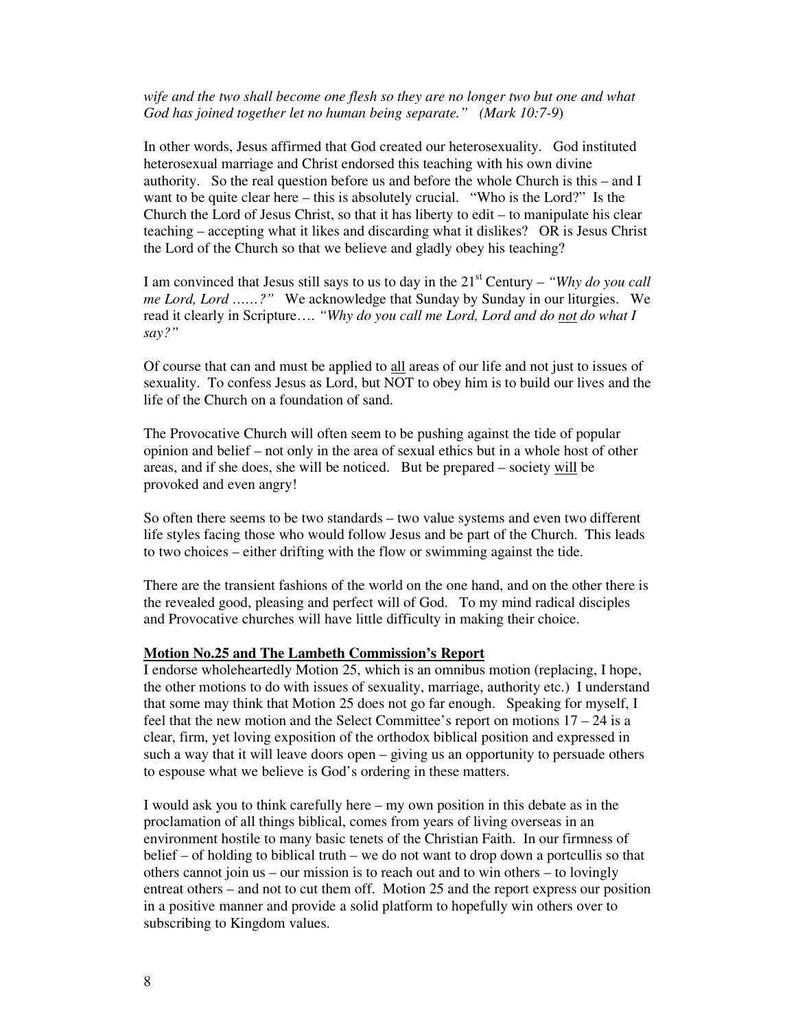*wife and the two shall become one flesh so they are no longer two but one and what God has joined together let no human being separate." (Mark 10:7-9*)

In other words, Jesus affirmed that God created our heterosexuality. God instituted heterosexual marriage and Christ endorsed this teaching with his own divine authority. So the real question before us and before the whole Church is this – and I want to be quite clear here – this is absolutely crucial. "Who is the Lord?" Is the Church the Lord of Jesus Christ, so that it has liberty to edit – to manipulate his clear teaching – accepting what it likes and discarding what it dislikes? OR is Jesus Christ the Lord of the Church so that we believe and gladly obey his teaching?

I am convinced that Jesus still says to us to day in the 21st Century – *"Why do you call me Lord, Lord ……?"* We acknowledge that Sunday by Sunday in our liturgies. We read it clearly in Scripture…. *"Why do you call me Lord, Lord and do <u>not</u> do what I say?"*

Of course that can and must be applied to <u>all</u> areas of our life and not just to issues of sexuality. To confess Jesus as Lord, but NOT to obey him is to build our lives and the life of the Church on a foundation of sand.

The Provocative Church will often seem to be pushing against the tide of popular opinion and belief – not only in the area of sexual ethics but in a whole host of other areas, and if she does, she will be noticed. But be prepared – society <u>will</u> be provoked and even angry!

So often there seems to be two standards – two value systems and even two different life styles facing those who would follow Jesus and be part of the Church. This leads to two choices – either drifting with the flow or swimming against the tide.

There are the transient fashions of the world on the one hand, and on the other there is the revealed good, pleasing and perfect will of God. To my mind radical disciples and Provocative churches will have little difficulty in making their choice.

**<u>Motion No.25 and The Lambeth Commission's Report</u>**

I endorse wholeheartedly Motion 25, which is an omnibus motion (replacing, I hope, the other motions to do with issues of sexuality, marriage, authority etc.) I understand that some may think that Motion 25 does not go far enough. Speaking for myself, I feel that the new motion and the Select Committee's report on motions 17 – 24 is a clear, firm, yet loving exposition of the orthodox biblical position and expressed in such a way that it will leave doors open – giving us an opportunity to persuade others to espouse what we believe is God's ordering in these matters.

I would ask you to think carefully here – my own position in this debate as in the proclamation of all things biblical, comes from years of living overseas in an environment hostile to many basic tenets of the Christian Faith. In our firmness of belief – of holding to biblical truth – we do not want to drop down a portcullis so that others cannot join us – our mission is to reach out and to win others – to lovingly entreat others – and not to cut them off. Motion 25 and the report express our position in a positive manner and provide a solid platform to hopefully win others over to subscribing to Kingdom values.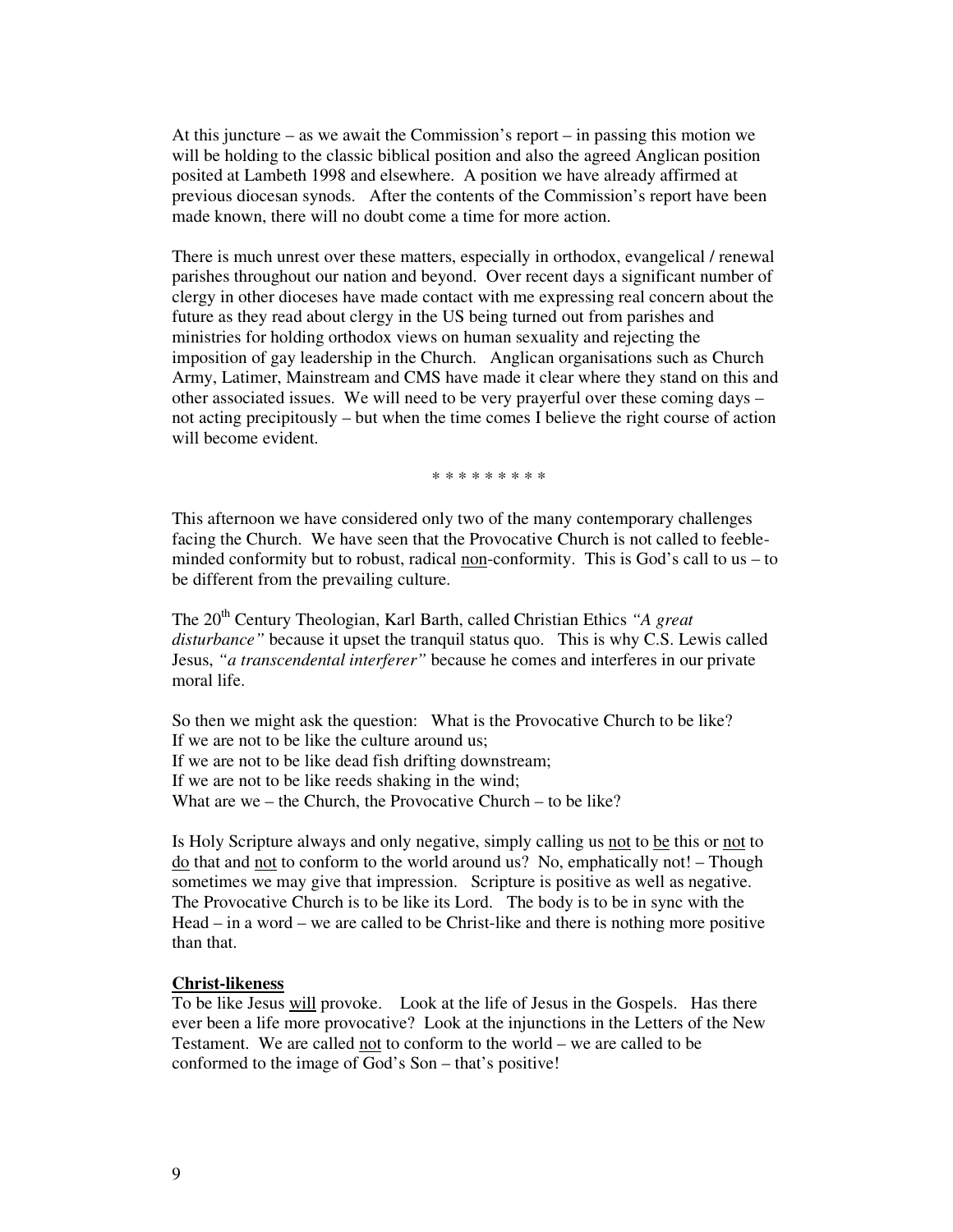At this juncture – as we await the Commission's report – in passing this motion we will be holding to the classic biblical position and also the agreed Anglican position posited at Lambeth 1998 and elsewhere. A position we have already affirmed at previous diocesan synods. After the contents of the Commission's report have been made known, there will no doubt come a time for more action.

There is much unrest over these matters, especially in orthodox, evangelical / renewal parishes throughout our nation and beyond. Over recent days a significant number of clergy in other dioceses have made contact with me expressing real concern about the future as they read about clergy in the US being turned out from parishes and ministries for holding orthodox views on human sexuality and rejecting the imposition of gay leadership in the Church. Anglican organisations such as Church Army, Latimer, Mainstream and CMS have made it clear where they stand on this and other associated issues. We will need to be very prayerful over these coming days – not acting precipitously – but when the time comes I believe the right course of action will become evident.

\* \* \* \* \* \* \* \* \*

This afternoon we have considered only two of the many contemporary challenges facing the Church. We have seen that the Provocative Church is not called to feeble-minded conformity but to robust, radical <u>non</u>-conformity. This is God's call to us – to be different from the prevailing culture.

The 20th Century Theologian, Karl Barth, called Christian Ethics *"A great disturbance"* because it upset the tranquil status quo. This is why C.S. Lewis called Jesus, *"a transcendental interferer"* because he comes and interferes in our private moral life.

So then we might ask the question: What is the Provocative Church to be like?
If we are not to be like the culture around us;
If we are not to be like dead fish drifting downstream;
If we are not to be like reeds shaking in the wind;
What are we – the Church, the Provocative Church – to be like?

Is Holy Scripture always and only negative, simply calling us <u>not</u> to <u>be</u> this or <u>not</u> to <u>do</u> that and <u>not</u> to conform to the world around us? No, emphatically not! – Though sometimes we may give that impression. Scripture is positive as well as negative. The Provocative Church is to be like its Lord. The body is to be in sync with the Head – in a word – we are called to be Christ-like and there is nothing more positive than that.

**<u>Christ-likeness</u>**

To be like Jesus <u>will</u> provoke. Look at the life of Jesus in the Gospels. Has there ever been a life more provocative? Look at the injunctions in the Letters of the New Testament. We are called <u>not</u> to conform to the world – we are called to be conformed to the image of God's Son – that's positive!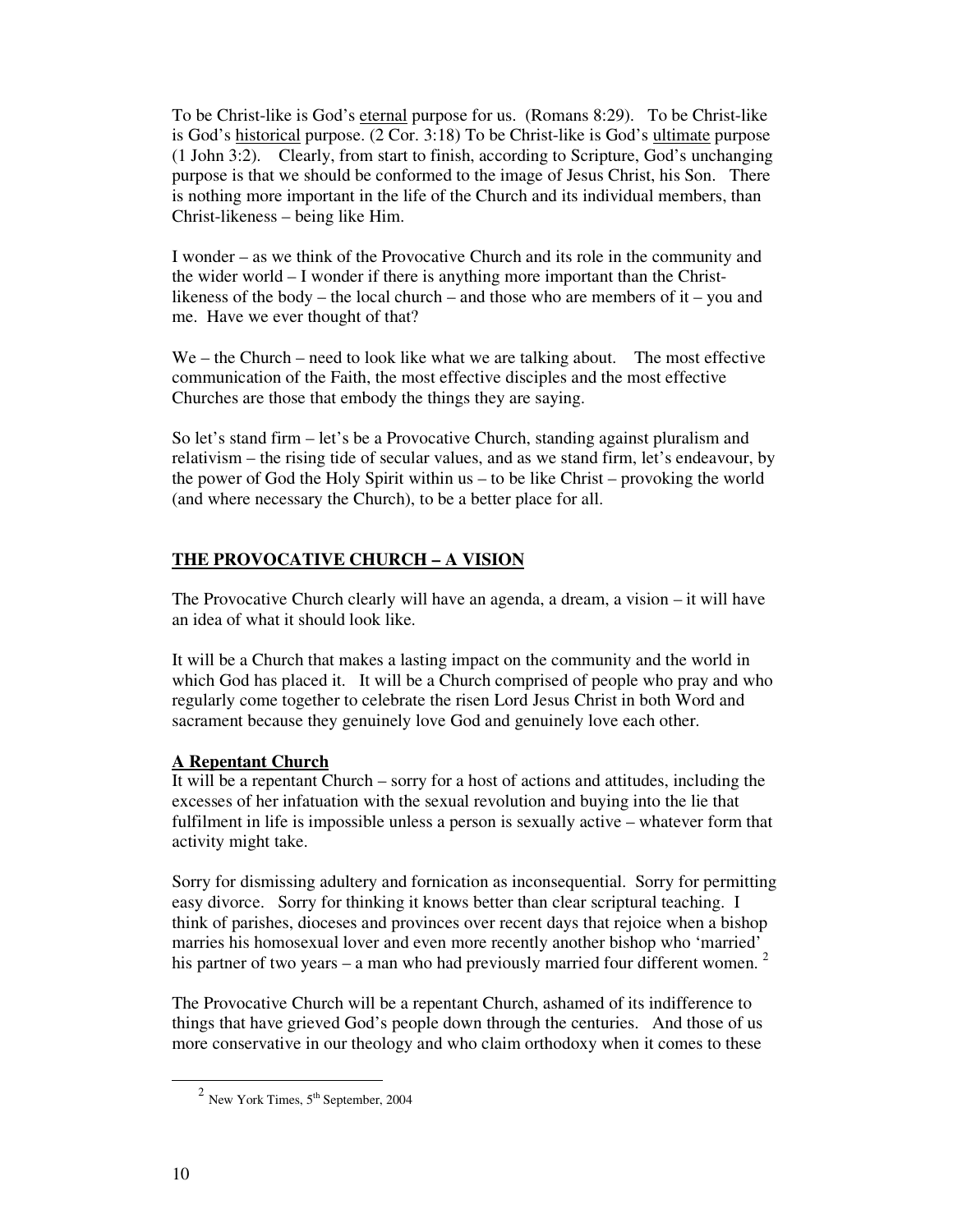To be Christ-like is God's <u>eternal</u> purpose for us. (Romans 8:29). To be Christ-like is God's <u>historical</u> purpose. (2 Cor. 3:18) To be Christ-like is God's <u>ultimate</u> purpose (1 John 3:2). Clearly, from start to finish, according to Scripture, God's unchanging purpose is that we should be conformed to the image of Jesus Christ, his Son. There is nothing more important in the life of the Church and its individual members, than Christ-likeness – being like Him.

I wonder – as we think of the Provocative Church and its role in the community and the wider world – I wonder if there is anything more important than the Christ-likeness of the body – the local church – and those who are members of it – you and me. Have we ever thought of that?

We – the Church – need to look like what we are talking about. The most effective communication of the Faith, the most effective disciples and the most effective Churches are those that embody the things they are saying.

So let's stand firm – let's be a Provocative Church, standing against pluralism and relativism – the rising tide of secular values, and as we stand firm, let's endeavour, by the power of God the Holy Spirit within us – to be like Christ – provoking the world (and where necessary the Church), to be a better place for all.

## THE PROVOCATIVE CHURCH – A VISION

The Provocative Church clearly will have an agenda, a dream, a vision – it will have an idea of what it should look like.

It will be a Church that makes a lasting impact on the community and the world in which God has placed it. It will be a Church comprised of people who pray and who regularly come together to celebrate the risen Lord Jesus Christ in both Word and sacrament because they genuinely love God and genuinely love each other.

### A Repentant Church

It will be a repentant Church – sorry for a host of actions and attitudes, including the excesses of her infatuation with the sexual revolution and buying into the lie that fulfilment in life is impossible unless a person is sexually active – whatever form that activity might take.

Sorry for dismissing adultery and fornication as inconsequential. Sorry for permitting easy divorce. Sorry for thinking it knows better than clear scriptural teaching. I think of parishes, dioceses and provinces over recent days that rejoice when a bishop marries his homosexual lover and even more recently another bishop who 'married' his partner of two years – a man who had previously married four different women. [2]

The Provocative Church will be a repentant Church, ashamed of its indifference to things that have grieved God's people down through the centuries. And those of us more conservative in our theology and who claim orthodoxy when it comes to these

[2] New York Times, 5th September, 2004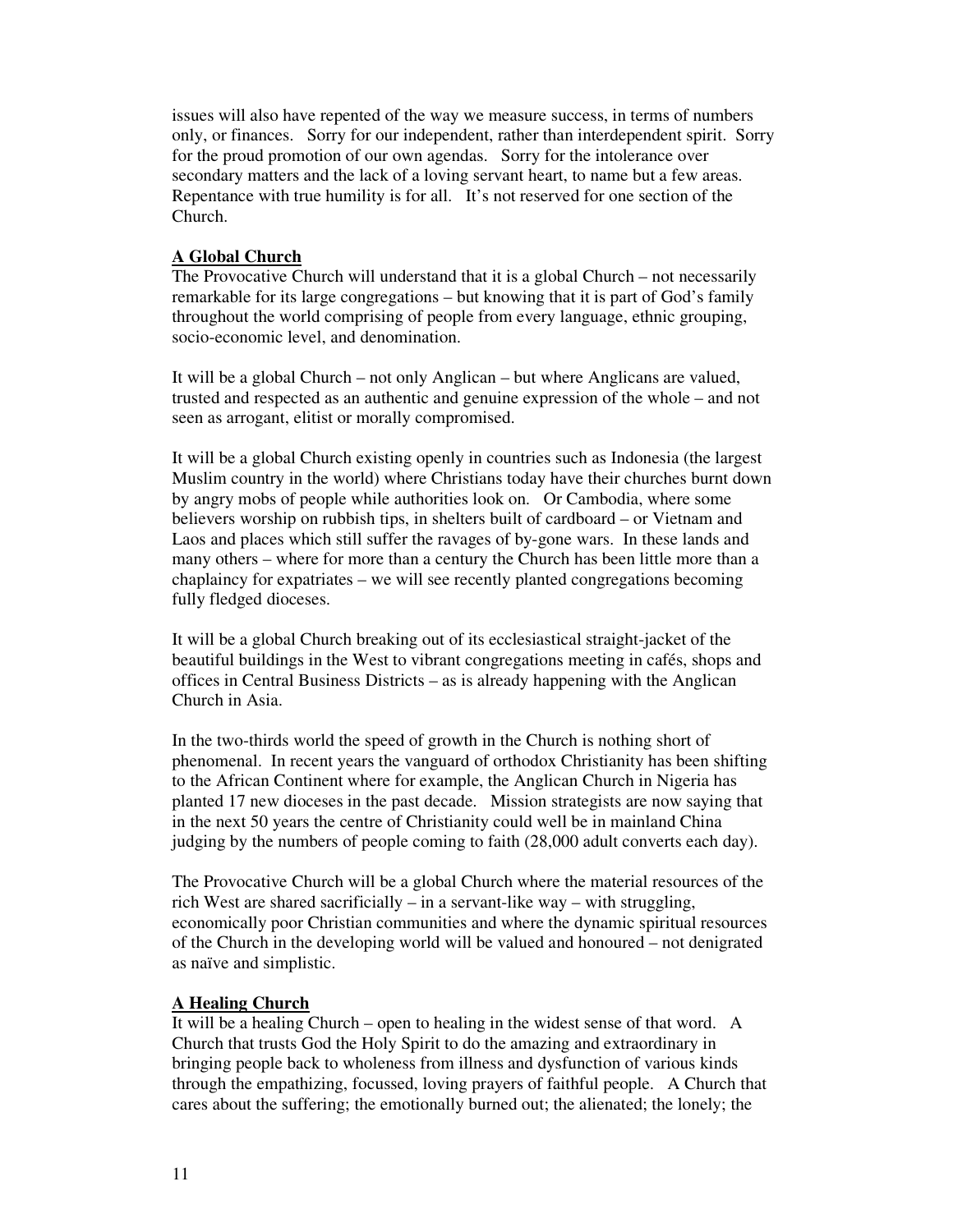issues will also have repented of the way we measure success, in terms of numbers only, or finances. Sorry for our independent, rather than interdependent spirit. Sorry for the proud promotion of our own agendas. Sorry for the intolerance over secondary matters and the lack of a loving servant heart, to name but a few areas. Repentance with true humility is for all. It's not reserved for one section of the Church.

## A Global Church

The Provocative Church will understand that it is a global Church – not necessarily remarkable for its large congregations – but knowing that it is part of God's family throughout the world comprising of people from every language, ethnic grouping, socio-economic level, and denomination.

It will be a global Church – not only Anglican – but where Anglicans are valued, trusted and respected as an authentic and genuine expression of the whole – and not seen as arrogant, elitist or morally compromised.

It will be a global Church existing openly in countries such as Indonesia (the largest Muslim country in the world) where Christians today have their churches burnt down by angry mobs of people while authorities look on. Or Cambodia, where some believers worship on rubbish tips, in shelters built of cardboard – or Vietnam and Laos and places which still suffer the ravages of by-gone wars. In these lands and many others – where for more than a century the Church has been little more than a chaplaincy for expatriates – we will see recently planted congregations becoming fully fledged dioceses.

It will be a global Church breaking out of its ecclesiastical straight-jacket of the beautiful buildings in the West to vibrant congregations meeting in cafés, shops and offices in Central Business Districts – as is already happening with the Anglican Church in Asia.

In the two-thirds world the speed of growth in the Church is nothing short of phenomenal. In recent years the vanguard of orthodox Christianity has been shifting to the African Continent where for example, the Anglican Church in Nigeria has planted 17 new dioceses in the past decade. Mission strategists are now saying that in the next 50 years the centre of Christianity could well be in mainland China judging by the numbers of people coming to faith (28,000 adult converts each day).

The Provocative Church will be a global Church where the material resources of the rich West are shared sacrificially – in a servant-like way – with struggling, economically poor Christian communities and where the dynamic spiritual resources of the Church in the developing world will be valued and honoured – not denigrated as naïve and simplistic.

## A Healing Church

It will be a healing Church – open to healing in the widest sense of that word. A Church that trusts God the Holy Spirit to do the amazing and extraordinary in bringing people back to wholeness from illness and dysfunction of various kinds through the empathizing, focussed, loving prayers of faithful people. A Church that cares about the suffering; the emotionally burned out; the alienated; the lonely; the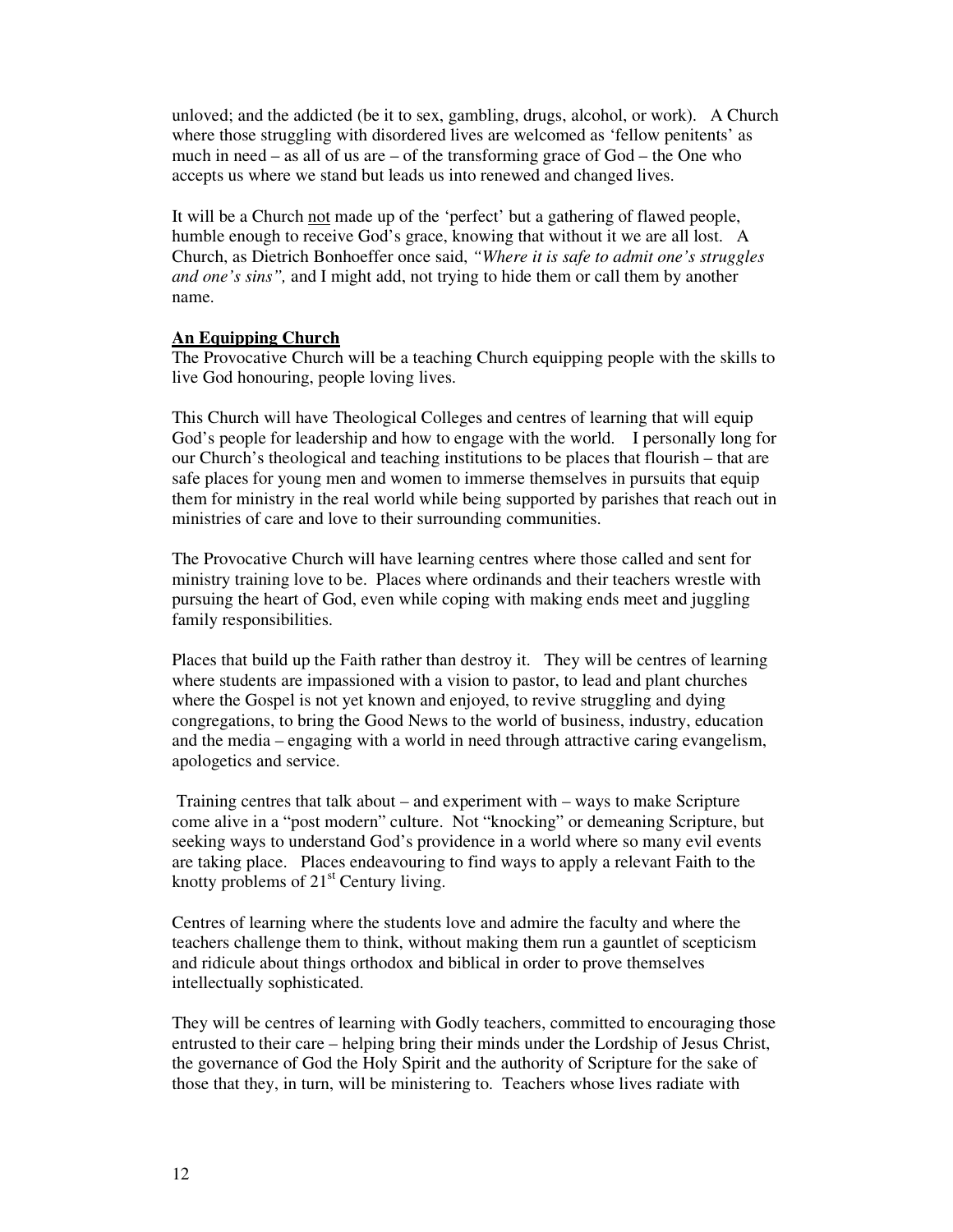unloved; and the addicted (be it to sex, gambling, drugs, alcohol, or work). A Church where those struggling with disordered lives are welcomed as 'fellow penitents' as much in need – as all of us are – of the transforming grace of God – the One who accepts us where we stand but leads us into renewed and changed lives.

It will be a Church <u>not</u> made up of the 'perfect' but a gathering of flawed people, humble enough to receive God's grace, knowing that without it we are all lost. A Church, as Dietrich Bonhoeffer once said, *"Where it is safe to admit one's struggles and one's sins",* and I might add, not trying to hide them or call them by another name.

**<u>An Equipping Church</u>**

The Provocative Church will be a teaching Church equipping people with the skills to live God honouring, people loving lives.

This Church will have Theological Colleges and centres of learning that will equip God's people for leadership and how to engage with the world. I personally long for our Church's theological and teaching institutions to be places that flourish – that are safe places for young men and women to immerse themselves in pursuits that equip them for ministry in the real world while being supported by parishes that reach out in ministries of care and love to their surrounding communities.

The Provocative Church will have learning centres where those called and sent for ministry training love to be. Places where ordinands and their teachers wrestle with pursuing the heart of God, even while coping with making ends meet and juggling family responsibilities.

Places that build up the Faith rather than destroy it. They will be centres of learning where students are impassioned with a vision to pastor, to lead and plant churches where the Gospel is not yet known and enjoyed, to revive struggling and dying congregations, to bring the Good News to the world of business, industry, education and the media – engaging with a world in need through attractive caring evangelism, apologetics and service.

Training centres that talk about – and experiment with – ways to make Scripture come alive in a "post modern" culture. Not "knocking" or demeaning Scripture, but seeking ways to understand God's providence in a world where so many evil events are taking place. Places endeavouring to find ways to apply a relevant Faith to the knotty problems of 21st Century living.

Centres of learning where the students love and admire the faculty and where the teachers challenge them to think, without making them run a gauntlet of scepticism and ridicule about things orthodox and biblical in order to prove themselves intellectually sophisticated.

They will be centres of learning with Godly teachers, committed to encouraging those entrusted to their care – helping bring their minds under the Lordship of Jesus Christ, the governance of God the Holy Spirit and the authority of Scripture for the sake of those that they, in turn, will be ministering to. Teachers whose lives radiate with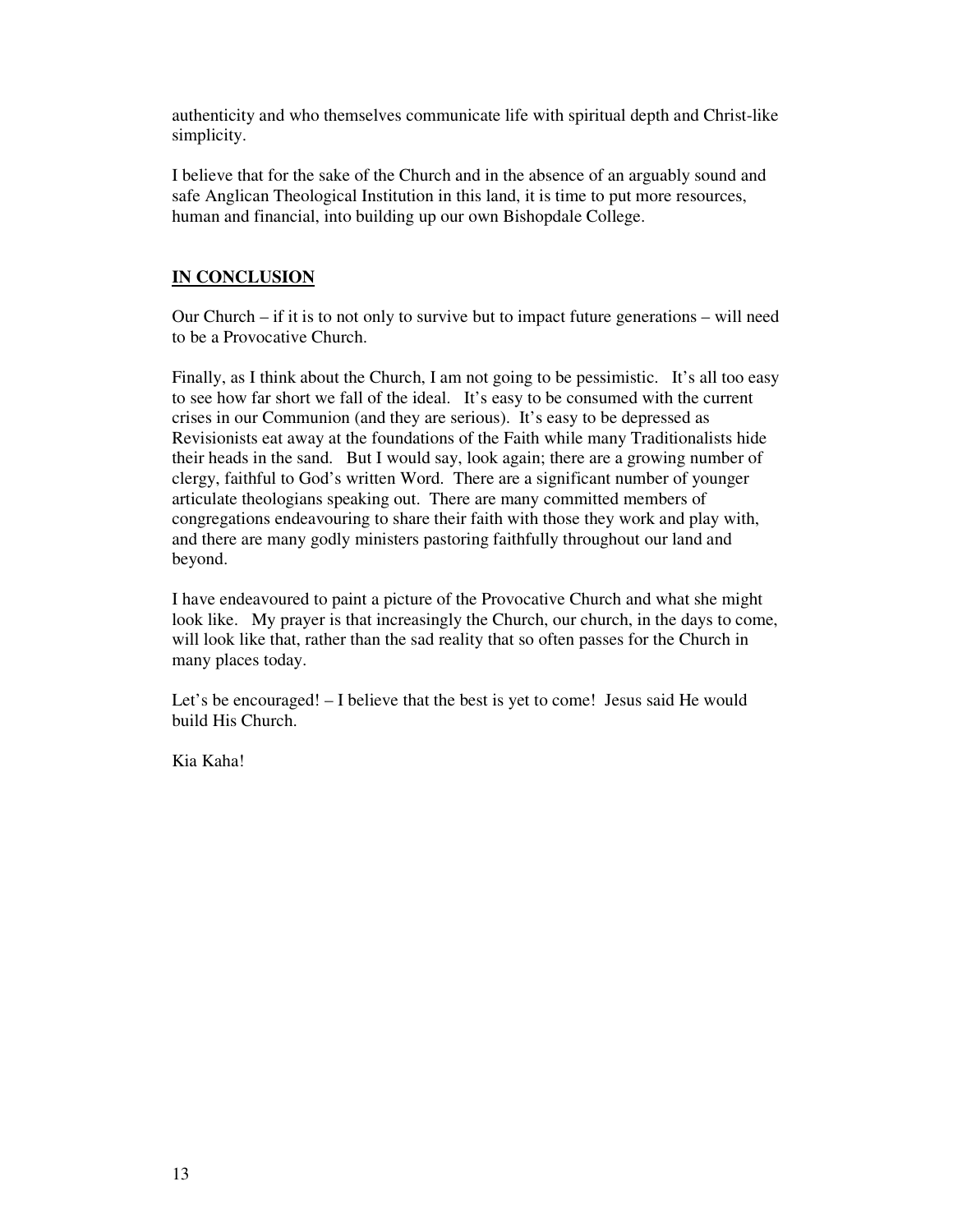authenticity and who themselves communicate life with spiritual depth and Christ-like simplicity.

I believe that for the sake of the Church and in the absence of an arguably sound and safe Anglican Theological Institution in this land, it is time to put more resources, human and financial, into building up our own Bishopdale College.

## **IN CONCLUSION**

Our Church – if it is to not only to survive but to impact future generations – will need to be a Provocative Church.

Finally, as I think about the Church, I am not going to be pessimistic. It's all too easy to see how far short we fall of the ideal. It's easy to be consumed with the current crises in our Communion (and they are serious). It's easy to be depressed as Revisionists eat away at the foundations of the Faith while many Traditionalists hide their heads in the sand. But I would say, look again; there are a growing number of clergy, faithful to God's written Word. There are a significant number of younger articulate theologians speaking out. There are many committed members of congregations endeavouring to share their faith with those they work and play with, and there are many godly ministers pastoring faithfully throughout our land and beyond.

I have endeavoured to paint a picture of the Provocative Church and what she might look like. My prayer is that increasingly the Church, our church, in the days to come, will look like that, rather than the sad reality that so often passes for the Church in many places today.

Let's be encouraged! – I believe that the best is yet to come! Jesus said He would build His Church.

Kia Kaha!